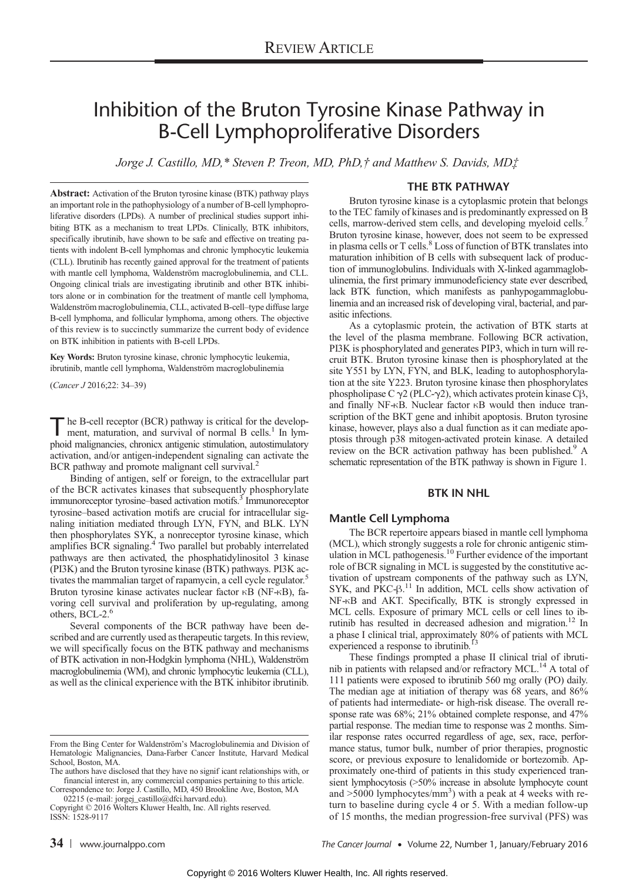Review Article

# Inhibition of the Bruton Tyrosine Kinase Pathway in B-Cell Lymphoproliferative Disorders

*Jorge J. Castillo, MD,\* Steven P. Treon, MD, PhD,† and Matthew S. Davids, MD‡*

**Abstract:** Activation of the Bruton tyrosine kinase (BTK) pathway plays an important role in the pathophysiology of a number of B-cell lymphoproliferative disorders (LPDs). A number of preclinical studies support inhibiting BTK as a mechanism to treat LPDs. Clinically, BTK inhibitors, specifically ibrutinib, have shown to be safe and effective on treating patients with indolent B-cell lymphomas and chronic lymphocytic leukemia (CLL). Ibrutinib has recently gained approval for the treatment of patients with mantle cell lymphoma, Waldenström macroglobulinemia, and CLL. Ongoing clinical trials are investigating ibrutinib and other BTK inhibitors alone or in combination for the treatment of mantle cell lymphoma, Waldenström macroglobulinemia, CLL, activated B-cell–type diffuse large B-cell lymphoma, and follicular lymphoma, among others. The objective of this review is to succinctly summarize the current body of evidence on BTK inhibition in patients with B-cell LPDs.

**Key Words:** Bruton tyrosine kinase, chronic lymphocytic leukemia, ibrutinib, mantle cell lymphoma, Waldenström macroglobulinemia

(*Cancer J* 2016;22: 34–39)

The B-cell receptor (BCR) pathway is critical for the development, maturation, and survival of normal B cells.[1] In lymphoid malignancies, chronicx antigenic stimulation, autostimulatory activation, and/or antigen-independent signaling can activate the BCR pathway and promote malignant cell survival.[2]

Binding of antigen, self or foreign, to the extracellular part of the BCR activates kinases that subsequently phosphorylate immunoreceptor tyrosine–based activation motifs.[3] Immunoreceptor tyrosine–based activation motifs are crucial for intracellular signaling initiation mediated through LYN, FYN, and BLK. LYN then phosphorylates SYK, a nonreceptor tyrosine kinase, which amplifies BCR signaling.[4] Two parallel but probably interrelated pathways are then activated, the phosphatidylinositol 3 kinase (PI3K) and the Bruton tyrosine kinase (BTK) pathways. PI3K activates the mammalian target of rapamycin, a cell cycle regulator.[5] Bruton tyrosine kinase activates nuclear factor κB (NF-κB), favoring cell survival and proliferation by up-regulating, among others, BCL-2.[6]

Several components of the BCR pathway have been described and are currently used as therapeutic targets. In this review, we will specifically focus on the BTK pathway and mechanisms of BTK activation in non-Hodgkin lymphoma (NHL), Waldenström macroglobulinemia (WM), and chronic lymphocytic leukemia (CLL), as well as the clinical experience with the BTK inhibitor ibrutinib.

## THE BTK PATHWAY

Bruton tyrosine kinase is a cytoplasmic protein that belongs to the TEC family of kinases and is predominantly expressed on B cells, marrow-derived stem cells, and developing myeloid cells.[7] Bruton tyrosine kinase, however, does not seem to be expressed in plasma cells or T cells.[8] Loss of function of BTK translates into maturation inhibition of B cells with subsequent lack of production of immunoglobulins. Individuals with X-linked agammaglobulinemia, the first primary immunodeficiency state ever described, lack BTK function, which manifests as panhypogammaglobulinemia and an increased risk of developing viral, bacterial, and parasitic infections.

As a cytoplasmic protein, the activation of BTK starts at the level of the plasma membrane. Following BCR activation, PI3K is phosphorylated and generates PIP3, which in turn will recruit BTK. Bruton tyrosine kinase then is phosphorylated at the site Y551 by LYN, FYN, and BLK, leading to autophosphorylation at the site Y223. Bruton tyrosine kinase then phosphorylates phospholipase C γ2 (PLC-γ2), which activates protein kinase Cβ, and finally NF-κB. Nuclear factor κB would then induce transcription of the BKT gene and inhibit apoptosis. Bruton tyrosine kinase, however, plays also a dual function as it can mediate apoptosis through p38 mitogen-activated protein kinase. A detailed review on the BCR activation pathway has been published.[9] A schematic representation of the BTK pathway is shown in Figure 1.

## BTK IN NHL

### Mantle Cell Lymphoma

The BCR repertoire appears biased in mantle cell lymphoma (MCL), which strongly suggests a role for chronic antigenic stimulation in MCL pathogenesis.[10] Further evidence of the important role of BCR signaling in MCL is suggested by the constitutive activation of upstream components of the pathway such as LYN, SYK, and PKC-β.[11] In addition, MCL cells show activation of NF-κB and AKT. Specifically, BTK is strongly expressed in MCL cells. Exposure of primary MCL cells or cell lines to ibrutinib has resulted in decreased adhesion and migration.[12] In a phase I clinical trial, approximately 80% of patients with MCL experienced a response to ibrutinib.[13]

These findings prompted a phase II clinical trial of ibrutinib in patients with relapsed and/or refractory MCL.[14] A total of 111 patients were exposed to ibrutinib 560 mg orally (PO) daily. The median age at initiation of therapy was 68 years, and 86% of patients had intermediate- or high-risk disease. The overall response rate was 68%; 21% obtained complete response, and 47% partial response. The median time to response was 2 months. Similar response rates occurred regardless of age, sex, race, performance status, tumor bulk, number of prior therapies, prognostic score, or previous exposure to lenalidomide or bortezomib. Approximately one-third of patients in this study experienced transient lymphocytosis (>50% increase in absolute lymphocyte count and >5000 lymphocytes/mm$^3$) with a peak at 4 weeks with return to baseline during cycle 4 or 5. With a median follow-up of 15 months, the median progression-free survival (PFS) was

From the Bing Center for Waldenström's Macroglobulinemia and Division of Hematologic Malignancies, Dana-Farber Cancer Institute, Harvard Medical School, Boston, MA.
The authors have disclosed that they have no signif icant relationships with, or financial interest in, any commercial companies pertaining to this article.
Correspondence to: Jorge J. Castillo, MD, 450 Brookline Ave, Boston, MA 02215 (e-mail: jorgej_castillo@dfci.harvard.edu).
Copyright © 2016 Wolters Kluwer Health, Inc. All rights reserved.
ISSN: 1528-9117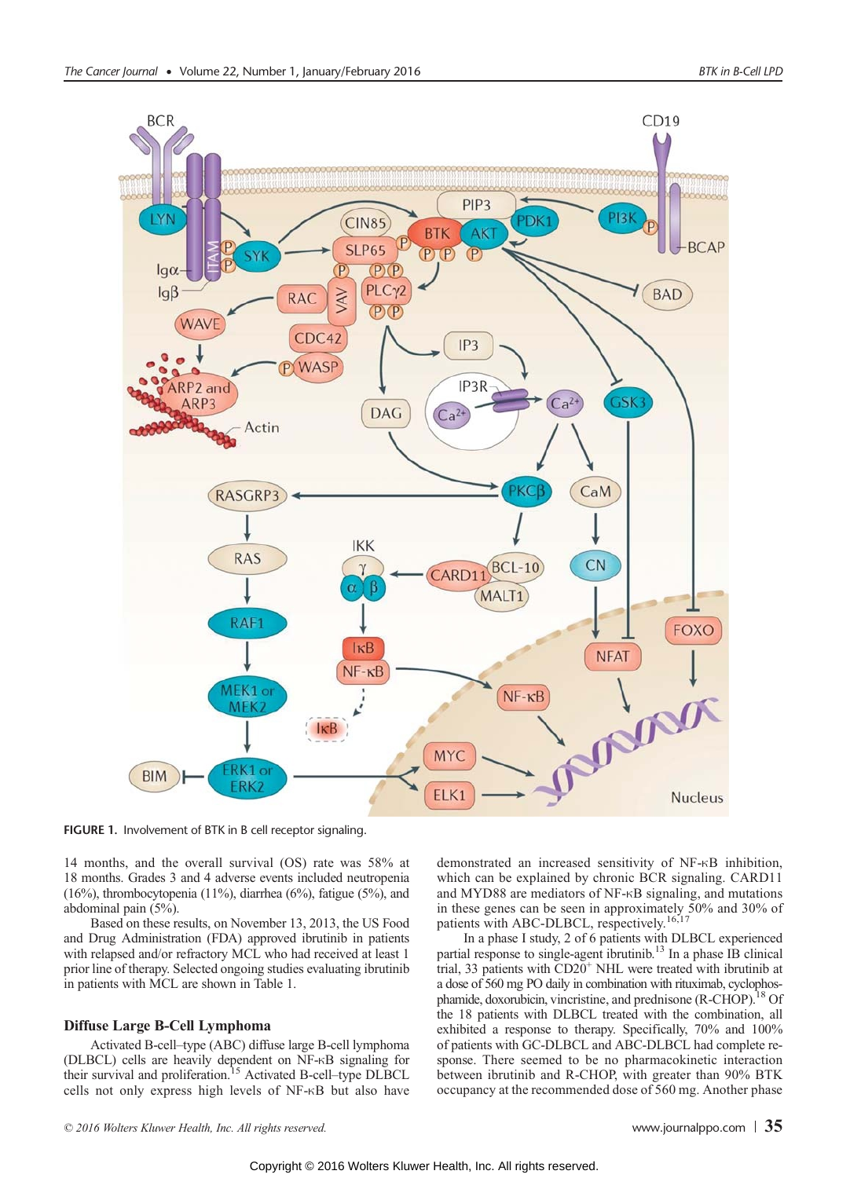FIGURE 1. Involvement of BTK in B cell receptor signaling.

14 months, and the overall survival (OS) rate was 58% at 18 months. Grades 3 and 4 adverse events included neutropenia (16%), thrombocytopenia (11%), diarrhea (6%), fatigue (5%), and abdominal pain (5%).

Based on these results, on November 13, 2013, the US Food and Drug Administration (FDA) approved ibrutinib in patients with relapsed and/or refractory MCL who had received at least 1 prior line of therapy. Selected ongoing studies evaluating ibrutinib in patients with MCL are shown in Table 1.

### Diffuse Large B-Cell Lymphoma

Activated B-cell–type (ABC) diffuse large B-cell lymphoma (DLBCL) cells are heavily dependent on NF-κB signaling for their survival and proliferation.[15] Activated B-cell–type DLBCL cells not only express high levels of NF-κB but also have demonstrated an increased sensitivity of NF-κB inhibition, which can be explained by chronic BCR signaling. CARD11 and MYD88 are mediators of NF-κB signaling, and mutations in these genes can be seen in approximately 50% and 30% of patients with ABC-DLBCL, respectively.[16,17]

In a phase I study, 2 of 6 patients with DLBCL experienced partial response to single-agent ibrutinib.[13] In a phase IB clinical trial, 33 patients with $CD20^+$ NHL were treated with ibrutinib at a dose of 560 mg PO daily in combination with rituximab, cyclophosphamide, doxorubicin, vincristine, and prednisone (R-CHOP).[18] Of the 18 patients with DLBCL treated with the combination, all exhibited a response to therapy. Specifically, 70% and 100% of patients with GC-DLBCL and ABC-DLBCL had complete response. There seemed to be no pharmacokinetic interaction between ibrutinib and R-CHOP, with greater than 90% BTK occupancy at the recommended dose of 560 mg. Another phase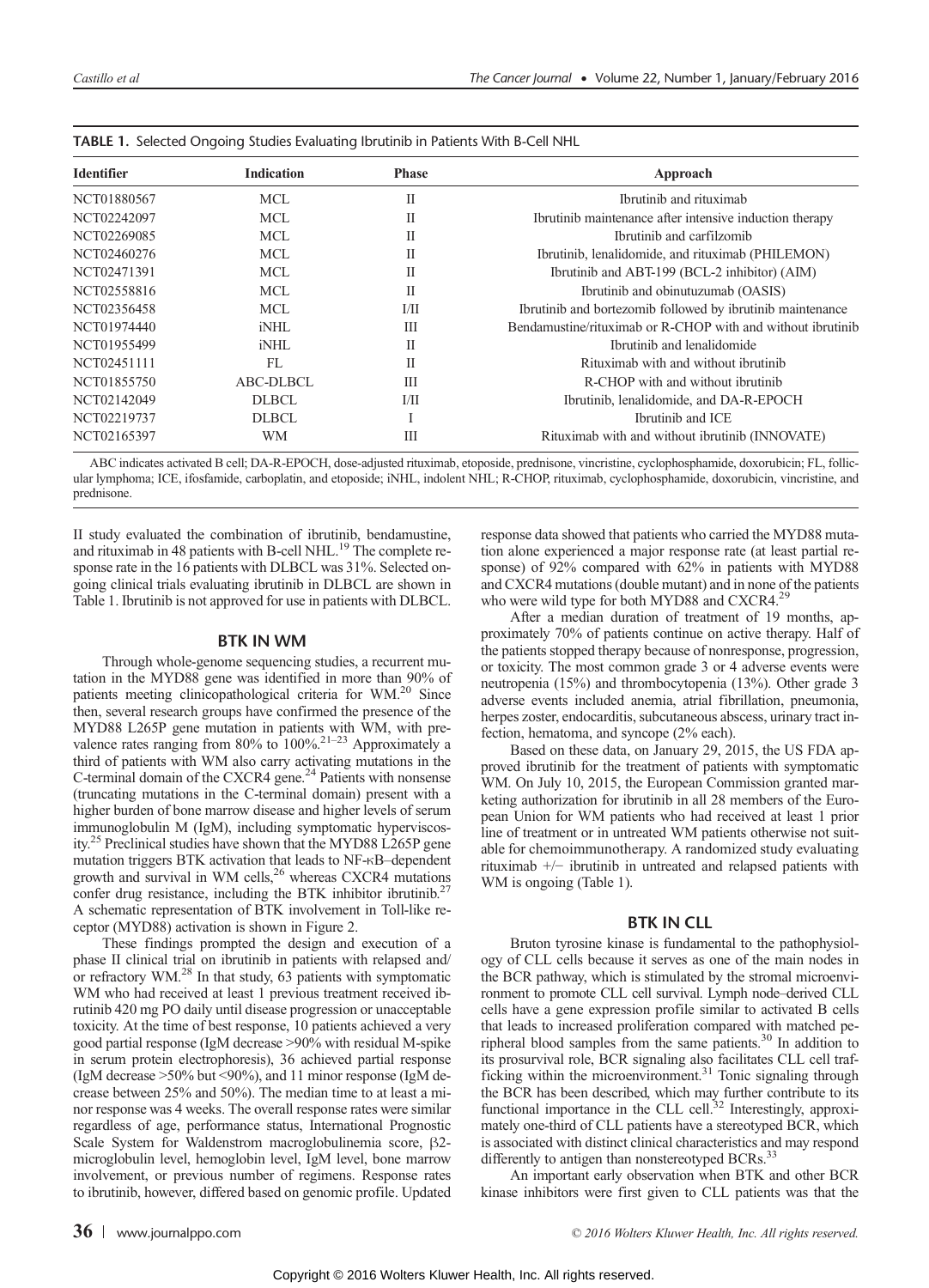**TABLE 1.** Selected Ongoing Studies Evaluating Ibrutinib in Patients With B-Cell NHL

| Identifier | Indication | Phase | Approach |
| --- | --- | --- | --- |
| NCT01880567 | MCL | II | Ibrutinib and rituximab |
| NCT02242097 | MCL | II | Ibrutinib maintenance after intensive induction therapy |
| NCT02269085 | MCL | II | Ibrutinib and carfilzomib |
| NCT02460276 | MCL | II | Ibrutinib, lenalidomide, and rituximab (PHILEMON) |
| NCT02471391 | MCL | II | Ibrutinib and ABT-199 (BCL-2 inhibitor) (AIM) |
| NCT02558816 | MCL | II | Ibrutinib and obinutuzumab (OASIS) |
| NCT02356458 | MCL | I/II | Ibrutinib and bortezomib followed by ibrutinib maintenance |
| NCT01974440 | iNHL | III | Bendamustine/rituximab or R-CHOP with and without ibrutinib |
| NCT01955499 | iNHL | II | Ibrutinib and lenalidomide |
| NCT02451111 | FL | II | Rituximab with and without ibrutinib |
| NCT01855750 | ABC-DLBCL | III | R-CHOP with and without ibrutinib |
| NCT02142049 | DLBCL | I/II | Ibrutinib, lenalidomide, and DA-R-EPOCH |
| NCT02219737 | DLBCL | I | Ibrutinib and ICE |
| NCT02165397 | WM | III | Rituximab with and without ibrutinib (INNOVATE) |

ABC indicates activated B cell; DA-R-EPOCH, dose-adjusted rituximab, etoposide, prednisone, vincristine, cyclophosphamide, doxorubicin; FL, follicular lymphoma; ICE, ifosfamide, carboplatin, and etoposide; iNHL, indolent NHL; R-CHOP, rituximab, cyclophosphamide, doxorubicin, vincristine, and prednisone.

II study evaluated the combination of ibrutinib, bendamustine, and rituximab in 48 patients with B-cell NHL.[19] The complete response rate in the 16 patients with DLBCL was 31%. Selected ongoing clinical trials evaluating ibrutinib in DLBCL are shown in Table 1. Ibrutinib is not approved for use in patients with DLBCL.

## BTK IN WM

Through whole-genome sequencing studies, a recurrent mutation in the MYD88 gene was identified in more than 90% of patients meeting clinicopathological criteria for WM.[20] Since then, several research groups have confirmed the presence of the MYD88 L265P gene mutation in patients with WM, with prevalence rates ranging from 80% to 100%.[21–23] Approximately a third of patients with WM also carry activating mutations in the C-terminal domain of the CXCR4 gene.[24] Patients with nonsense (truncating mutations in the C-terminal domain) present with a higher burden of bone marrow disease and higher levels of serum immunoglobulin M (IgM), including symptomatic hyperviscosity.[25] Preclinical studies have shown that the MYD88 L265P gene mutation triggers BTK activation that leads to NF-κB–dependent growth and survival in WM cells,[26] whereas CXCR4 mutations confer drug resistance, including the BTK inhibitor ibrutinib.[27] A schematic representation of BTK involvement in Toll-like receptor (MYD88) activation is shown in Figure 2.

These findings prompted the design and execution of a phase II clinical trial on ibrutinib in patients with relapsed and/or refractory WM.[28] In that study, 63 patients with symptomatic WM who had received at least 1 previous treatment received ibrutinib 420 mg PO daily until disease progression or unacceptable toxicity. At the time of best response, 10 patients achieved a very good partial response (IgM decrease >90% with residual M-spike in serum protein electrophoresis), 36 achieved partial response (IgM decrease >50% but <90%), and 11 minor response (IgM decrease between 25% and 50%). The median time to at least a minor response was 4 weeks. The overall response rates were similar regardless of age, performance status, International Prognostic Scale System for Waldenstrom macroglobulinemia score, β2-microglobulin level, hemoglobin level, IgM level, bone marrow involvement, or previous number of regimens. Response rates to ibrutinib, however, differed based on genomic profile. Updated response data showed that patients who carried the MYD88 mutation alone experienced a major response rate (at least partial response) of 92% compared with 62% in patients with MYD88 and CXCR4 mutations (double mutant) and in none of the patients who were wild type for both MYD88 and CXCR4.[29]

After a median duration of treatment of 19 months, approximately 70% of patients continue on active therapy. Half of the patients stopped therapy because of nonresponse, progression, or toxicity. The most common grade 3 or 4 adverse events were neutropenia (15%) and thrombocytopenia (13%). Other grade 3 adverse events included anemia, atrial fibrillation, pneumonia, herpes zoster, endocarditis, subcutaneous abscess, urinary tract infection, hematoma, and syncope (2% each).

Based on these data, on January 29, 2015, the US FDA approved ibrutinib for the treatment of patients with symptomatic WM. On July 10, 2015, the European Commission granted marketing authorization for ibrutinib in all 28 members of the European Union for WM patients who had received at least 1 prior line of treatment or in untreated WM patients otherwise not suitable for chemoimmunotherapy. A randomized study evaluating rituximab +/− ibrutinib in untreated and relapsed patients with WM is ongoing (Table 1).

## BTK IN CLL

Bruton tyrosine kinase is fundamental to the pathophysiology of CLL cells because it serves as one of the main nodes in the BCR pathway, which is stimulated by the stromal microenvironment to promote CLL cell survival. Lymph node–derived CLL cells have a gene expression profile similar to activated B cells that leads to increased proliferation compared with matched peripheral blood samples from the same patients.[30] In addition to its prosurvival role, BCR signaling also facilitates CLL cell trafficking within the microenvironment.[31] Tonic signaling through the BCR has been described, which may further contribute to its functional importance in the CLL cell.[32] Interestingly, approximately one-third of CLL patients have a stereotyped BCR, which is associated with distinct clinical characteristics and may respond differently to antigen than nonstereotyped BCRs.[33]

An important early observation when BTK and other BCR kinase inhibitors were first given to CLL patients was that the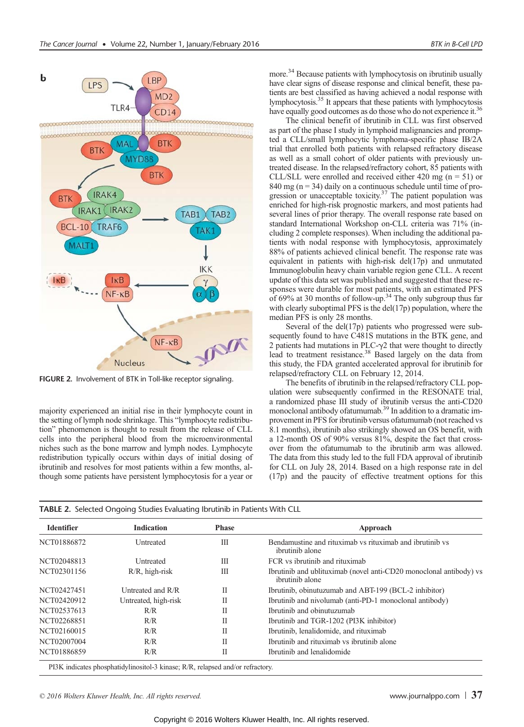FIGURE 2. Involvement of BTK in Toll-like receptor signaling.

majority experienced an initial rise in their lymphocyte count in the setting of lymph node shrinkage. This "lymphocyte redistribution" phenomenon is thought to result from the release of CLL cells into the peripheral blood from the microenvironmental niches such as the bone marrow and lymph nodes. Lymphocyte redistribution typically occurs within days of initial dosing of ibrutinib and resolves for most patients within a few months, although some patients have persistent lymphocytosis for a year or more.[34] Because patients with lymphocytosis on ibrutinib usually have clear signs of disease response and clinical benefit, these patients are best classified as having achieved a nodal response with lymphocytosis.[35] It appears that these patients with lymphocytosis have equally good outcomes as do those who do not experience it.[36]

The clinical benefit of ibrutinib in CLL was first observed as part of the phase I study in lymphoid malignancies and prompted a CLL/small lymphocytic lymphoma-specific phase IB/2A trial that enrolled both patients with relapsed refractory disease as well as a small cohort of older patients with previously untreated disease. In the relapsed/refractory cohort, 85 patients with CLL/SLL were enrolled and received either 420 mg (n = 51) or 840 mg (n = 34) daily on a continuous schedule until time of progression or unacceptable toxicity.[37] The patient population was enriched for high-risk prognostic markers, and most patients had several lines of prior therapy. The overall response rate based on standard International Workshop on-CLL criteria was 71% (including 2 complete responses). When including the additional patients with nodal response with lymphocytosis, approximately 88% of patients achieved clinical benefit. The response rate was equivalent in patients with high-risk del(17p) and unmutated Immunoglobulin heavy chain variable region gene CLL. A recent update of this data set was published and suggested that these responses were durable for most patients, with an estimated PFS of 69% at 30 months of follow-up.[34] The only subgroup thus far with clearly suboptimal PFS is the del(17p) population, where the median PFS is only 28 months.

Several of the del(17p) patients who progressed were subsequently found to have C481S mutations in the BTK gene, and 2 patients had mutations in PLC-γ2 that were thought to directly lead to treatment resistance.[38] Based largely on the data from this study, the FDA granted accelerated approval for ibrutinib for relapsed/refractory CLL on February 12, 2014.

The benefits of ibrutinib in the relapsed/refractory CLL population were subsequently confirmed in the RESONATE trial, a randomized phase III study of ibrutinib versus the anti-CD20 monoclonal antibody ofatumumab.[39] In addition to a dramatic improvement in PFS for ibrutinib versus ofatumumab (not reached vs 8.1 months), ibrutinib also strikingly showed an OS benefit, with a 12-month OS of 90% versus 81%, despite the fact that cross-over from the ofatumumab to the ibrutinib arm was allowed. The data from this study led to the full FDA approval of ibrutinib for CLL on July 28, 2014. Based on a high response rate in del (17p) and the paucity of effective treatment options for this

TABLE 2. Selected Ongoing Studies Evaluating Ibrutinib in Patients With CLL

| Identifier | Indication | Phase | Approach |
|---|---|---|---|
| NCT01886872 | Untreated | III | Bendamustine and rituximab vs rituximab and ibrutinib vs ibrutinib alone |
| NCT02048813 | Untreated | III | FCR vs ibrutinib and rituximab |
| NCT02301156 | R/R, high-risk | III | Ibrutinib and ublituximab (novel anti-CD20 monoclonal antibody) vs ibrutinib alone |
| NCT02427451 | Untreated and R/R | II | Ibrutinib, obinutuzumab and ABT-199 (BCL-2 inhibitor) |
| NCT02420912 | Untreated, high-risk | II | Ibrutinib and nivolumab (anti-PD-1 monoclonal antibody) |
| NCT02537613 | R/R | II | Ibrutinib and obinutuzumab |
| NCT02268851 | R/R | II | Ibrutinib and TGR-1202 (PI3K inhibitor) |
| NCT02160015 | R/R | II | Ibrutinib, lenalidomide, and rituximab |
| NCT02007004 | R/R | II | Ibrutinib and rituximab vs ibrutinib alone |
| NCT01886859 | R/R | II | Ibrutinib and lenalidomide |

PI3K indicates phosphatidylinositol-3 kinase; R/R, relapsed and/or refractory.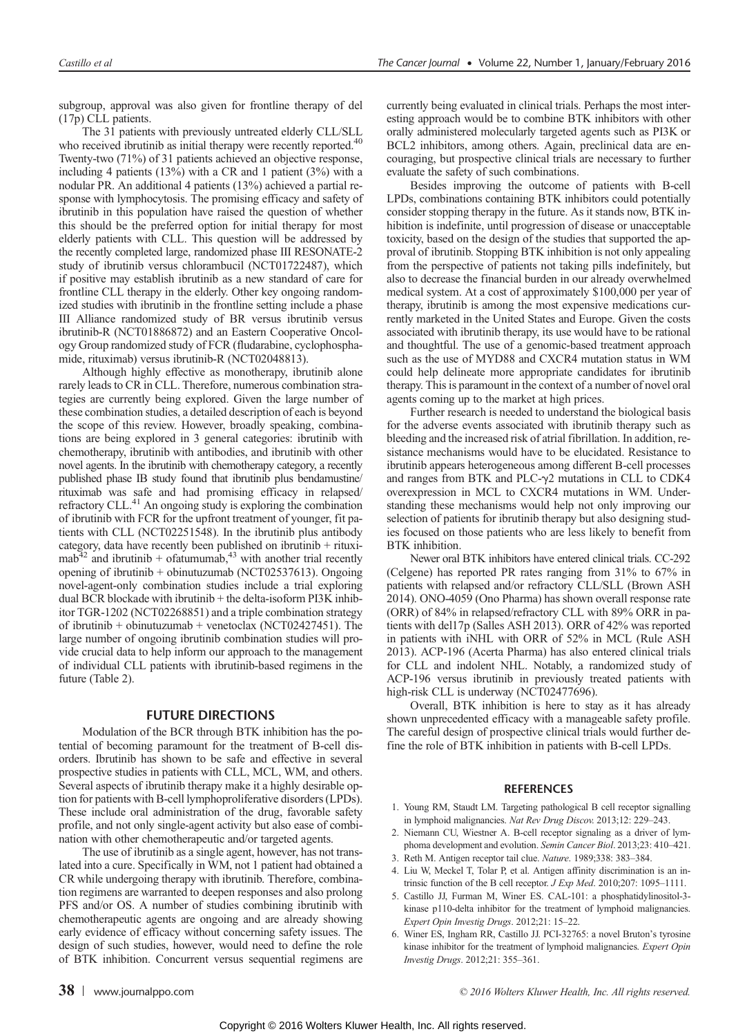subgroup, approval was also given for frontline therapy of del (17p) CLL patients.

The 31 patients with previously untreated elderly CLL/SLL who received ibrutinib as initial therapy were recently reported.[40] Twenty-two (71%) of 31 patients achieved an objective response, including 4 patients (13%) with a CR and 1 patient (3%) with a nodular PR. An additional 4 patients (13%) achieved a partial response with lymphocytosis. The promising efficacy and safety of ibrutinib in this population have raised the question of whether this should be the preferred option for initial therapy for most elderly patients with CLL. This question will be addressed by the recently completed large, randomized phase III RESONATE-2 study of ibrutinib versus chlorambucil (NCT01722487), which if positive may establish ibrutinib as a new standard of care for frontline CLL therapy in the elderly. Other key ongoing randomized studies with ibrutinib in the frontline setting include a phase III Alliance randomized study of BR versus ibrutinib versus ibrutinib-R (NCT01886872) and an Eastern Cooperative Oncology Group randomized study of FCR (fludarabine, cyclophosphamide, rituximab) versus ibrutinib-R (NCT02048813).

Although highly effective as monotherapy, ibrutinib alone rarely leads to CR in CLL. Therefore, numerous combination strategies are currently being explored. Given the large number of these combination studies, a detailed description of each is beyond the scope of this review. However, broadly speaking, combinations are being explored in 3 general categories: ibrutinib with chemotherapy, ibrutinib with antibodies, and ibrutinib with other novel agents. In the ibrutinib with chemotherapy category, a recently published phase IB study found that ibrutinib plus bendamustine/rituximab was safe and had promising efficacy in relapsed/refractory CLL.[41] An ongoing study is exploring the combination of ibrutinib with FCR for the upfront treatment of younger, fit patients with CLL (NCT02251548). In the ibrutinib plus antibody category, data have recently been published on ibrutinib + rituximab[42] and ibrutinib + ofatumumab,[43] with another trial recently opening of ibrutinib + obinutuzumab (NCT02537613). Ongoing novel-agent-only combination studies include a trial exploring dual BCR blockade with ibrutinib + the delta-isoform PI3K inhibitor TGR-1202 (NCT02268851) and a triple combination strategy of ibrutinib + obinutuzumab + venetoclax (NCT02427451). The large number of ongoing ibrutinib combination studies will provide crucial data to help inform our approach to the management of individual CLL patients with ibrutinib-based regimens in the future (Table 2).

## FUTURE DIRECTIONS

Modulation of the BCR through BTK inhibition has the potential of becoming paramount for the treatment of B-cell disorders. Ibrutinib has shown to be safe and effective in several prospective studies in patients with CLL, MCL, WM, and others. Several aspects of ibrutinib therapy make it a highly desirable option for patients with B-cell lymphoproliferative disorders (LPDs). These include oral administration of the drug, favorable safety profile, and not only single-agent activity but also ease of combination with other chemotherapeutic and/or targeted agents.

The use of ibrutinib as a single agent, however, has not translated into a cure. Specifically in WM, not 1 patient had obtained a CR while undergoing therapy with ibrutinib. Therefore, combination regimens are warranted to deepen responses and also prolong PFS and/or OS. A number of studies combining ibrutinib with chemotherapeutic agents are ongoing and are already showing early evidence of efficacy without concerning safety issues. The design of such studies, however, would need to define the role of BTK inhibition. Concurrent versus sequential regimens are currently being evaluated in clinical trials. Perhaps the most interesting approach would be to combine BTK inhibitors with other orally administered molecularly targeted agents such as PI3K or BCL2 inhibitors, among others. Again, preclinical data are encouraging, but prospective clinical trials are necessary to further evaluate the safety of such combinations.

Besides improving the outcome of patients with B-cell LPDs, combinations containing BTK inhibitors could potentially consider stopping therapy in the future. As it stands now, BTK inhibition is indefinite, until progression of disease or unacceptable toxicity, based on the design of the studies that supported the approval of ibrutinib. Stopping BTK inhibition is not only appealing from the perspective of patients not taking pills indefinitely, but also to decrease the financial burden in our already overwhelmed medical system. At a cost of approximately $100,000 per year of therapy, ibrutinib is among the most expensive medications currently marketed in the United States and Europe. Given the costs associated with ibrutinib therapy, its use would have to be rational and thoughtful. The use of a genomic-based treatment approach such as the use of MYD88 and CXCR4 mutation status in WM could help delineate more appropriate candidates for ibrutinib therapy. This is paramount in the context of a number of novel oral agents coming up to the market at high prices.

Further research is needed to understand the biological basis for the adverse events associated with ibrutinib therapy such as bleeding and the increased risk of atrial fibrillation. In addition, resistance mechanisms would have to be elucidated. Resistance to ibrutinib appears heterogeneous among different B-cell processes and ranges from BTK and PLC-$\gamma$2 mutations in CLL to CDK4 overexpression in MCL to CXCR4 mutations in WM. Understanding these mechanisms would help not only improving our selection of patients for ibrutinib therapy but also designing studies focused on those patients who are less likely to benefit from BTK inhibition.

Newer oral BTK inhibitors have entered clinical trials. CC-292 (Celgene) has reported PR rates ranging from 31% to 67% in patients with relapsed and/or refractory CLL/SLL (Brown ASH 2014). ONO-4059 (Ono Pharma) has shown overall response rate (ORR) of 84% in relapsed/refractory CLL with 89% ORR in patients with del17p (Salles ASH 2013). ORR of 42% was reported in patients with iNHL with ORR of 52% in MCL (Rule ASH 2013). ACP-196 (Acerta Pharma) has also entered clinical trials for CLL and indolent NHL. Notably, a randomized study of ACP-196 versus ibrutinib in previously treated patients with high-risk CLL is underway (NCT02477696).

Overall, BTK inhibition is here to stay as it has already shown unprecedented efficacy with a manageable safety profile. The careful design of prospective clinical trials would further define the role of BTK inhibition in patients with B-cell LPDs.

## REFERENCES

1. Young RM, Staudt LM. Targeting pathological B cell receptor signalling in lymphoid malignancies. *Nat Rev Drug Discov.* 2013;12: 229–243.
2. Niemann CU, Wiestner A. B-cell receptor signaling as a driver of lymphoma development and evolution. *Semin Cancer Biol*. 2013;23: 410–421.
3. Reth M. Antigen receptor tail clue. *Nature*. 1989;338: 383–384.
4. Liu W, Meckel T, Tolar P, et al. Antigen affinity discrimination is an intrinsic function of the B cell receptor. *J Exp Med*. 2010;207: 1095–1111.
5. Castillo JJ, Furman M, Winer ES. CAL-101: a phosphatidylinositol-3-kinase p110-delta inhibitor for the treatment of lymphoid malignancies. *Expert Opin Investig Drugs*. 2012;21: 15–22.
6. Winer ES, Ingham RR, Castillo JJ. PCI-32765: a novel Bruton's tyrosine kinase inhibitor for the treatment of lymphoid malignancies. *Expert Opin Investig Drugs*. 2012;21: 355–361.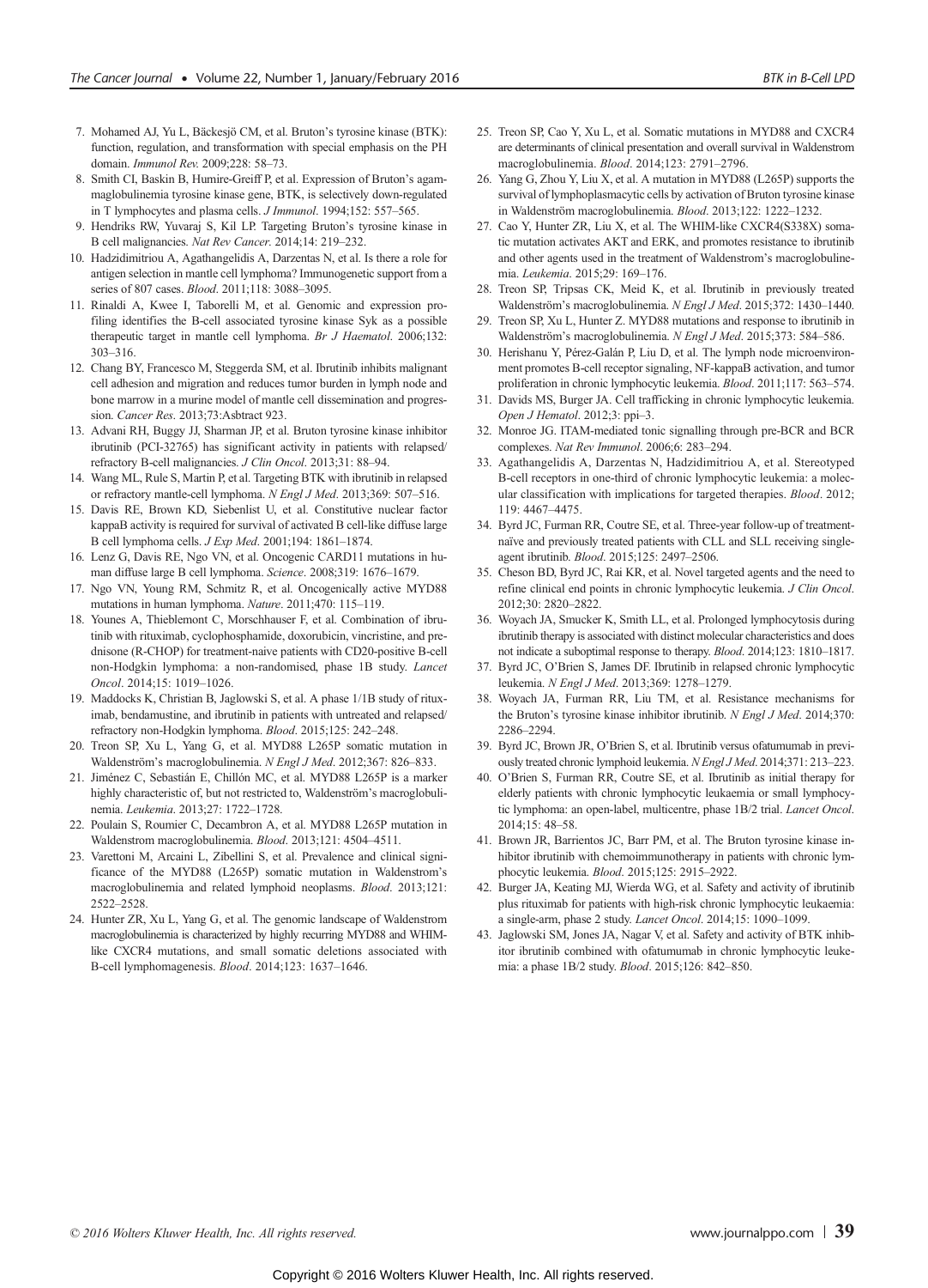7. Mohamed AJ, Yu L, Bäckesjö CM, et al. Bruton's tyrosine kinase (BTK): function, regulation, and transformation with special emphasis on the PH domain. *Immunol Rev*. 2009;228: 58–73.
8. Smith CI, Baskin B, Humire-Greiff P, et al. Expression of Bruton's agammaglobulinemia tyrosine kinase gene, BTK, is selectively down-regulated in T lymphocytes and plasma cells. *J Immunol*. 1994;152: 557–565.
9. Hendriks RW, Yuvaraj S, Kil LP. Targeting Bruton's tyrosine kinase in B cell malignancies. *Nat Rev Cancer*. 2014;14: 219–232.
10. Hadzidimitriou A, Agathangelidis A, Darzentas N, et al. Is there a role for antigen selection in mantle cell lymphoma? Immunogenetic support from a series of 807 cases. *Blood*. 2011;118: 3088–3095.
11. Rinaldi A, Kwee I, Taborelli M, et al. Genomic and expression profiling identifies the B-cell associated tyrosine kinase Syk as a possible therapeutic target in mantle cell lymphoma. *Br J Haematol*. 2006;132: 303–316.
12. Chang BY, Francesco M, Steggerda SM, et al. Ibrutinib inhibits malignant cell adhesion and migration and reduces tumor burden in lymph node and bone marrow in a murine model of mantle cell dissemination and progression. *Cancer Res*. 2013;73:Asbtract 923.
13. Advani RH, Buggy JJ, Sharman JP, et al. Bruton tyrosine kinase inhibitor ibrutinib (PCI-32765) has significant activity in patients with relapsed/refractory B-cell malignancies. *J Clin Oncol*. 2013;31: 88–94.
14. Wang ML, Rule S, Martin P, et al. Targeting BTK with ibrutinib in relapsed or refractory mantle-cell lymphoma. *N Engl J Med*. 2013;369: 507–516.
15. Davis RE, Brown KD, Siebenlist U, et al. Constitutive nuclear factor kappaB activity is required for survival of activated B cell-like diffuse large B cell lymphoma cells. *J Exp Med*. 2001;194: 1861–1874.
16. Lenz G, Davis RE, Ngo VN, et al. Oncogenic CARD11 mutations in human diffuse large B cell lymphoma. *Science*. 2008;319: 1676–1679.
17. Ngo VN, Young RM, Schmitz R, et al. Oncogenically active MYD88 mutations in human lymphoma. *Nature*. 2011;470: 115–119.
18. Younes A, Thieblemont C, Morschhauser F, et al. Combination of ibrutinib with rituximab, cyclophosphamide, doxorubicin, vincristine, and prednisone (R-CHOP) for treatment-naive patients with CD20-positive B-cell non-Hodgkin lymphoma: a non-randomised, phase 1B study. *Lancet Oncol*. 2014;15: 1019–1026.
19. Maddocks K, Christian B, Jaglowski S, et al. A phase 1/1B study of rituximab, bendamustine, and ibrutinib in patients with untreated and relapsed/refractory non-Hodgkin lymphoma. *Blood*. 2015;125: 242–248.
20. Treon SP, Xu L, Yang G, et al. MYD88 L265P somatic mutation in Waldenström's macroglobulinemia. *N Engl J Med*. 2012;367: 826–833.
21. Jiménez C, Sebastián E, Chillón MC, et al. MYD88 L265P is a marker highly characteristic of, but not restricted to, Waldenström's macroglobulinemia. *Leukemia*. 2013;27: 1722–1728.
22. Poulain S, Roumier C, Decambron A, et al. MYD88 L265P mutation in Waldenstrom macroglobulinemia. *Blood*. 2013;121: 4504–4511.
23. Varettoni M, Arcaini L, Zibellini S, et al. Prevalence and clinical significance of the MYD88 (L265P) somatic mutation in Waldenstrom's macroglobulinemia and related lymphoid neoplasms. *Blood*. 2013;121: 2522–2528.
24. Hunter ZR, Xu L, Yang G, et al. The genomic landscape of Waldenstrom macroglobulinemia is characterized by highly recurring MYD88 and WHIM-like CXCR4 mutations, and small somatic deletions associated with B-cell lymphomagenesis. *Blood*. 2014;123: 1637–1646.
25. Treon SP, Cao Y, Xu L, et al. Somatic mutations in MYD88 and CXCR4 are determinants of clinical presentation and overall survival in Waldenstrom macroglobulinemia. *Blood*. 2014;123: 2791–2796.
26. Yang G, Zhou Y, Liu X, et al. A mutation in MYD88 (L265P) supports the survival of lymphoplasmacytic cells by activation of Bruton tyrosine kinase in Waldenström macroglobulinemia. *Blood*. 2013;122: 1222–1232.
27. Cao Y, Hunter ZR, Liu X, et al. The WHIM-like CXCR4(S338X) somatic mutation activates AKT and ERK, and promotes resistance to ibrutinib and other agents used in the treatment of Waldenstrom's macroglobulinemia. *Leukemia*. 2015;29: 169–176.
28. Treon SP, Tripsas CK, Meid K, et al. Ibrutinib in previously treated Waldenström's macroglobulinemia. *N Engl J Med*. 2015;372: 1430–1440.
29. Treon SP, Xu L, Hunter Z. MYD88 mutations and response to ibrutinib in Waldenström's macroglobulinemia. *N Engl J Med*. 2015;373: 584–586.
30. Herishanu Y, Pérez-Galán P, Liu D, et al. The lymph node microenvironment promotes B-cell receptor signaling, NF-kappaB activation, and tumor proliferation in chronic lymphocytic leukemia. *Blood*. 2011;117: 563–574.
31. Davids MS, Burger JA. Cell trafficking in chronic lymphocytic leukemia. *Open J Hematol*. 2012;3: ppi–3.
32. Monroe JG. ITAM-mediated tonic signalling through pre-BCR and BCR complexes. *Nat Rev Immunol*. 2006;6: 283–294.
33. Agathangelidis A, Darzentas N, Hadzidimitriou A, et al. Stereotyped B-cell receptors in one-third of chronic lymphocytic leukemia: a molecular classification with implications for targeted therapies. *Blood*. 2012; 119: 4467–4475.
34. Byrd JC, Furman RR, Coutre SE, et al. Three-year follow-up of treatment-naïve and previously treated patients with CLL and SLL receiving single-agent ibrutinib. *Blood*. 2015;125: 2497–2506.
35. Cheson BD, Byrd JC, Rai KR, et al. Novel targeted agents and the need to refine clinical end points in chronic lymphocytic leukemia. *J Clin Oncol*. 2012;30: 2820–2822.
36. Woyach JA, Smucker K, Smith LL, et al. Prolonged lymphocytosis during ibrutinib therapy is associated with distinct molecular characteristics and does not indicate a suboptimal response to therapy. *Blood*. 2014;123: 1810–1817.
37. Byrd JC, O'Brien S, James DF. Ibrutinib in relapsed chronic lymphocytic leukemia. *N Engl J Med*. 2013;369: 1278–1279.
38. Woyach JA, Furman RR, Liu TM, et al. Resistance mechanisms for the Bruton's tyrosine kinase inhibitor ibrutinib. *N Engl J Med*. 2014;370: 2286–2294.
39. Byrd JC, Brown JR, O'Brien S, et al. Ibrutinib versus ofatumumab in previously treated chronic lymphoid leukemia. *N Engl J Med*. 2014;371: 213–223.
40. O'Brien S, Furman RR, Coutre SE, et al. Ibrutinib as initial therapy for elderly patients with chronic lymphocytic leukaemia or small lymphocytic lymphoma: an open-label, multicentre, phase 1B/2 trial. *Lancet Oncol*. 2014;15: 48–58.
41. Brown JR, Barrientos JC, Barr PM, et al. The Bruton tyrosine kinase inhibitor ibrutinib with chemoimmunotherapy in patients with chronic lymphocytic leukemia. *Blood*. 2015;125: 2915–2922.
42. Burger JA, Keating MJ, Wierda WG, et al. Safety and activity of ibrutinib plus rituximab for patients with high-risk chronic lymphocytic leukaemia: a single-arm, phase 2 study. *Lancet Oncol*. 2014;15: 1090–1099.
43. Jaglowski SM, Jones JA, Nagar V, et al. Safety and activity of BTK inhibitor ibrutinib combined with ofatumumab in chronic lymphocytic leukemia: a phase 1B/2 study. *Blood*. 2015;126: 842–850.